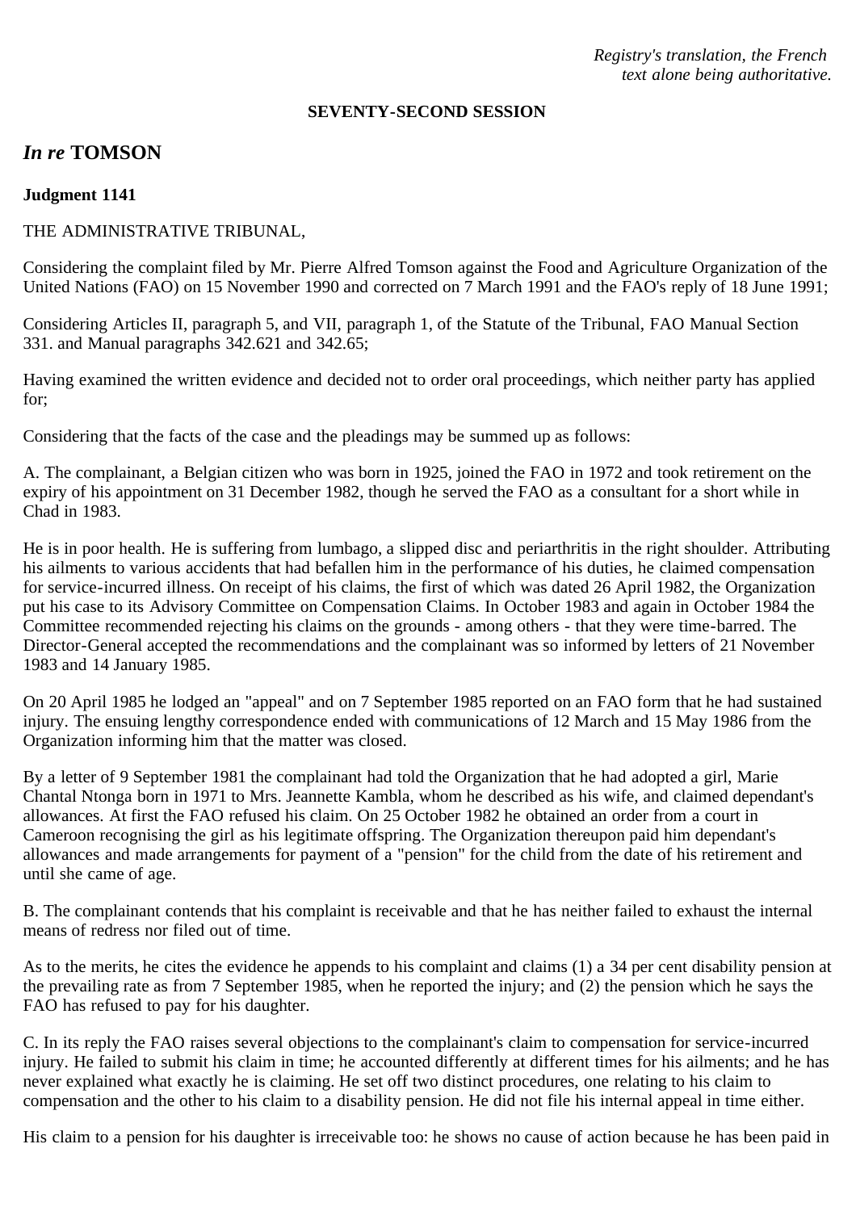*Registry's translation, the French text alone being authoritative.*

**SEVENTY-SECOND SESSION**

## *In re* TOMSON

**Judgment 1141**

THE ADMINISTRATIVE TRIBUNAL,

Considering the complaint filed by Mr. Pierre Alfred Tomson against the Food and Agriculture Organization of the United Nations (FAO) on 15 November 1990 and corrected on 7 March 1991 and the FAO's reply of 18 June 1991;

Considering Articles II, paragraph 5, and VII, paragraph 1, of the Statute of the Tribunal, FAO Manual Section 331. and Manual paragraphs 342.621 and 342.65;

Having examined the written evidence and decided not to order oral proceedings, which neither party has applied for;

Considering that the facts of the case and the pleadings may be summed up as follows:

A. The complainant, a Belgian citizen who was born in 1925, joined the FAO in 1972 and took retirement on the expiry of his appointment on 31 December 1982, though he served the FAO as a consultant for a short while in Chad in 1983.

He is in poor health. He is suffering from lumbago, a slipped disc and periarthritis in the right shoulder. Attributing his ailments to various accidents that had befallen him in the performance of his duties, he claimed compensation for service-incurred illness. On receipt of his claims, the first of which was dated 26 April 1982, the Organization put his case to its Advisory Committee on Compensation Claims. In October 1983 and again in October 1984 the Committee recommended rejecting his claims on the grounds - among others - that they were time-barred. The Director-General accepted the recommendations and the complainant was so informed by letters of 21 November 1983 and 14 January 1985.

On 20 April 1985 he lodged an "appeal" and on 7 September 1985 reported on an FAO form that he had sustained injury. The ensuing lengthy correspondence ended with communications of 12 March and 15 May 1986 from the Organization informing him that the matter was closed.

By a letter of 9 September 1981 the complainant had told the Organization that he had adopted a girl, Marie Chantal Ntonga born in 1971 to Mrs. Jeannette Kambla, whom he described as his wife, and claimed dependant's allowances. At first the FAO refused his claim. On 25 October 1982 he obtained an order from a court in Cameroon recognising the girl as his legitimate offspring. The Organization thereupon paid him dependant's allowances and made arrangements for payment of a "pension" for the child from the date of his retirement and until she came of age.

B. The complainant contends that his complaint is receivable and that he has neither failed to exhaust the internal means of redress nor filed out of time.

As to the merits, he cites the evidence he appends to his complaint and claims (1) a 34 per cent disability pension at the prevailing rate as from 7 September 1985, when he reported the injury; and (2) the pension which he says the FAO has refused to pay for his daughter.

C. In its reply the FAO raises several objections to the complainant's claim to compensation for service-incurred injury. He failed to submit his claim in time; he accounted differently at different times for his ailments; and he has never explained what exactly he is claiming. He set off two distinct procedures, one relating to his claim to compensation and the other to his claim to a disability pension. He did not file his internal appeal in time either.

His claim to a pension for his daughter is irreceivable too: he shows no cause of action because he has been paid in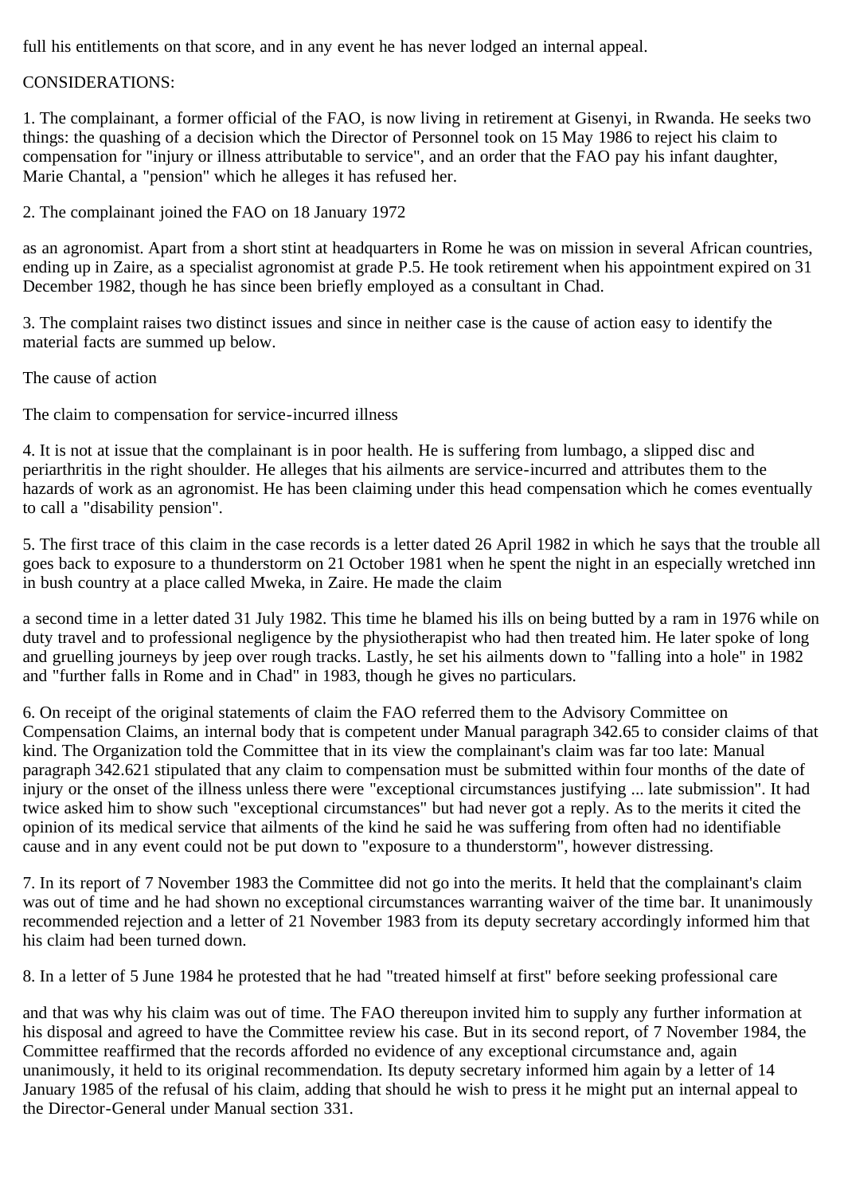full his entitlements on that score, and in any event he has never lodged an internal appeal.

CONSIDERATIONS:

1. The complainant, a former official of the FAO, is now living in retirement at Gisenyi, in Rwanda. He seeks two things: the quashing of a decision which the Director of Personnel took on 15 May 1986 to reject his claim to compensation for "injury or illness attributable to service", and an order that the FAO pay his infant daughter, Marie Chantal, a "pension" which he alleges it has refused her.

2. The complainant joined the FAO on 18 January 1972 as an agronomist. Apart from a short stint at headquarters in Rome he was on mission in several African countries, ending up in Zaire, as a specialist agronomist at grade P.5. He took retirement when his appointment expired on 31 December 1982, though he has since been briefly employed as a consultant in Chad.

3. The complaint raises two distinct issues and since in neither case is the cause of action easy to identify the material facts are summed up below.

The cause of action

The claim to compensation for service-incurred illness

4. It is not at issue that the complainant is in poor health. He is suffering from lumbago, a slipped disc and periarthritis in the right shoulder. He alleges that his ailments are service-incurred and attributes them to the hazards of work as an agronomist. He has been claiming under this head compensation which he comes eventually to call a "disability pension".

5. The first trace of this claim in the case records is a letter dated 26 April 1982 in which he says that the trouble all goes back to exposure to a thunderstorm on 21 October 1981 when he spent the night in an especially wretched inn in bush country at a place called Mweka, in Zaire. He made the claim a second time in a letter dated 31 July 1982. This time he blamed his ills on being butted by a ram in 1976 while on duty travel and to professional negligence by the physiotherapist who had then treated him. He later spoke of long and gruelling journeys by jeep over rough tracks. Lastly, he set his ailments down to "falling into a hole" in 1982 and "further falls in Rome and in Chad" in 1983, though he gives no particulars.

6. On receipt of the original statements of claim the FAO referred them to the Advisory Committee on Compensation Claims, an internal body that is competent under Manual paragraph 342.65 to consider claims of that kind. The Organization told the Committee that in its view the complainant's claim was far too late: Manual paragraph 342.621 stipulated that any claim to compensation must be submitted within four months of the date of injury or the onset of the illness unless there were "exceptional circumstances justifying ... late submission". It had twice asked him to show such "exceptional circumstances" but had never got a reply. As to the merits it cited the opinion of its medical service that ailments of the kind he said he was suffering from often had no identifiable cause and in any event could not be put down to "exposure to a thunderstorm", however distressing.

7. In its report of 7 November 1983 the Committee did not go into the merits. It held that the complainant's claim was out of time and he had shown no exceptional circumstances warranting waiver of the time bar. It unanimously recommended rejection and a letter of 21 November 1983 from its deputy secretary accordingly informed him that his claim had been turned down.

8. In a letter of 5 June 1984 he protested that he had "treated himself at first" before seeking professional care and that was why his claim was out of time. The FAO thereupon invited him to supply any further information at his disposal and agreed to have the Committee review his case. But in its second report, of 7 November 1984, the Committee reaffirmed that the records afforded no evidence of any exceptional circumstance and, again unanimously, it held to its original recommendation. Its deputy secretary informed him again by a letter of 14 January 1985 of the refusal of his claim, adding that should he wish to press it he might put an internal appeal to the Director-General under Manual section 331.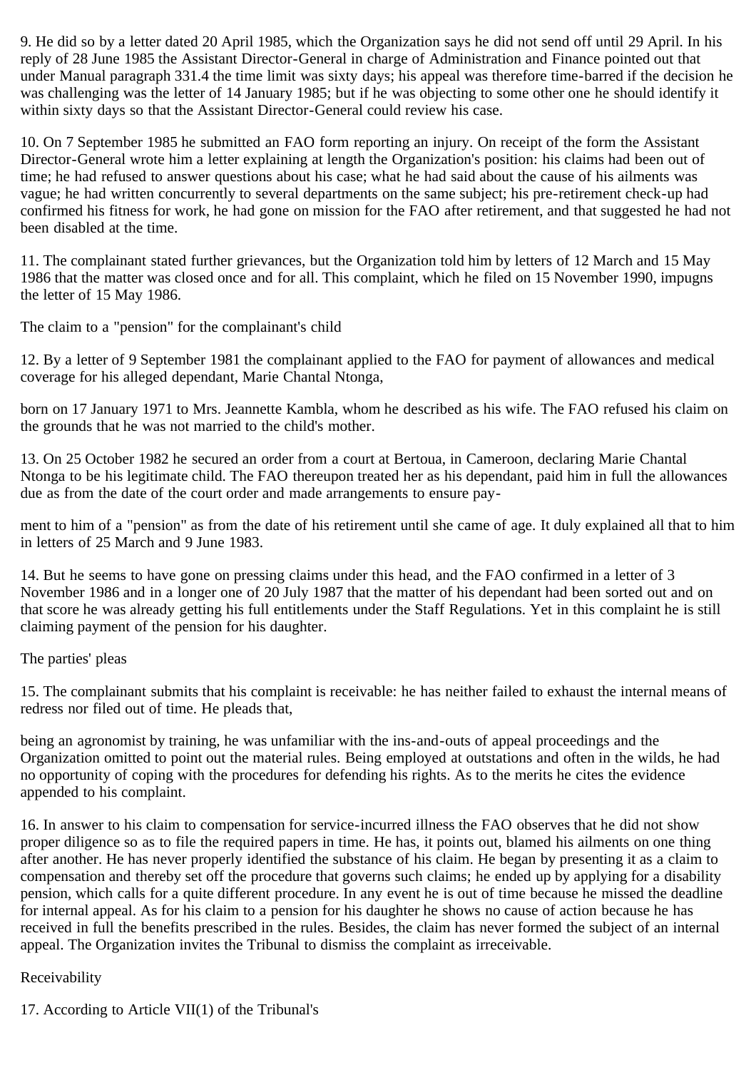9. He did so by a letter dated 20 April 1985, which the Organization says he did not send off until 29 April. In his reply of 28 June 1985 the Assistant Director-General in charge of Administration and Finance pointed out that under Manual paragraph 331.4 the time limit was sixty days; his appeal was therefore time-barred if the decision he was challenging was the letter of 14 January 1985; but if he was objecting to some other one he should identify it within sixty days so that the Assistant Director-General could review his case.

10. On 7 September 1985 he submitted an FAO form reporting an injury. On receipt of the form the Assistant Director-General wrote him a letter explaining at length the Organization's position: his claims had been out of time; he had refused to answer questions about his case; what he had said about the cause of his ailments was vague; he had written concurrently to several departments on the same subject; his pre-retirement check-up had confirmed his fitness for work, he had gone on mission for the FAO after retirement, and that suggested he had not been disabled at the time.

11. The complainant stated further grievances, but the Organization told him by letters of 12 March and 15 May 1986 that the matter was closed once and for all. This complaint, which he filed on 15 November 1990, impugns the letter of 15 May 1986.

The claim to a "pension" for the complainant's child

12. By a letter of 9 September 1981 the complainant applied to the FAO for payment of allowances and medical coverage for his alleged dependant, Marie Chantal Ntonga, born on 17 January 1971 to Mrs. Jeannette Kambla, whom he described as his wife. The FAO refused his claim on the grounds that he was not married to the child's mother.

13. On 25 October 1982 he secured an order from a court at Bertoua, in Cameroon, declaring Marie Chantal Ntonga to be his legitimate child. The FAO thereupon treated her as his dependant, paid him in full the allowances due as from the date of the court order and made arrangements to ensure payment to him of a "pension" as from the date of his retirement until she came of age. It duly explained all that to him in letters of 25 March and 9 June 1983.

14. But he seems to have gone on pressing claims under this head, and the FAO confirmed in a letter of 3 November 1986 and in a longer one of 20 July 1987 that the matter of his dependant had been sorted out and on that score he was already getting his full entitlements under the Staff Regulations. Yet in this complaint he is still claiming payment of the pension for his daughter.

The parties' pleas

15. The complainant submits that his complaint is receivable: he has neither failed to exhaust the internal means of redress nor filed out of time. He pleads that, being an agronomist by training, he was unfamiliar with the ins-and-outs of appeal proceedings and the Organization omitted to point out the material rules. Being employed at outstations and often in the wilds, he had no opportunity of coping with the procedures for defending his rights. As to the merits he cites the evidence appended to his complaint.

16. In answer to his claim to compensation for service-incurred illness the FAO observes that he did not show proper diligence so as to file the required papers in time. He has, it points out, blamed his ailments on one thing after another. He has never properly identified the substance of his claim. He began by presenting it as a claim to compensation and thereby set off the procedure that governs such claims; he ended up by applying for a disability pension, which calls for a quite different procedure. In any event he is out of time because he missed the deadline for internal appeal. As for his claim to a pension for his daughter he shows no cause of action because he has received in full the benefits prescribed in the rules. Besides, the claim has never formed the subject of an internal appeal. The Organization invites the Tribunal to dismiss the complaint as irreceivable.

Receivability

17. According to Article VII(1) of the Tribunal's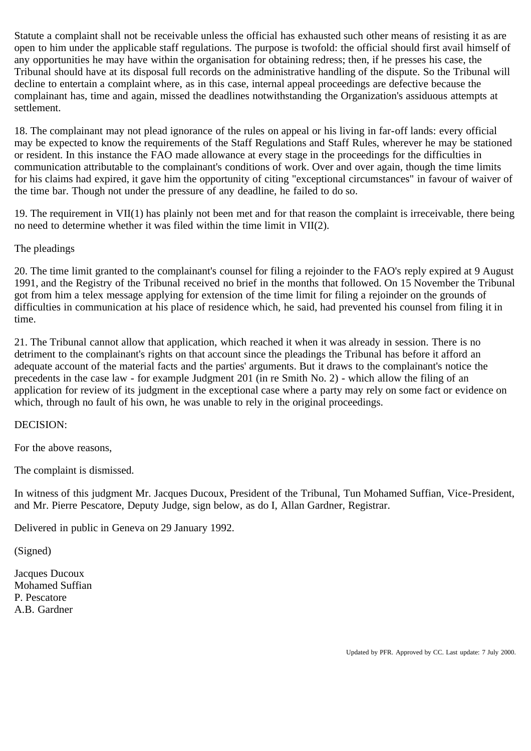Statute a complaint shall not be receivable unless the official has exhausted such other means of resisting it as are open to him under the applicable staff regulations. The purpose is twofold: the official should first avail himself of any opportunities he may have within the organisation for obtaining redress; then, if he presses his case, the Tribunal should have at its disposal full records on the administrative handling of the dispute. So the Tribunal will decline to entertain a complaint where, as in this case, internal appeal proceedings are defective because the complainant has, time and again, missed the deadlines notwithstanding the Organization's assiduous attempts at settlement.

18. The complainant may not plead ignorance of the rules on appeal or his living in far-off lands: every official may be expected to know the requirements of the Staff Regulations and Staff Rules, wherever he may be stationed or resident. In this instance the FAO made allowance at every stage in the proceedings for the difficulties in communication attributable to the complainant's conditions of work. Over and over again, though the time limits for his claims had expired, it gave him the opportunity of citing "exceptional circumstances" in favour of waiver of the time bar. Though not under the pressure of any deadline, he failed to do so.

19. The requirement in VII(1) has plainly not been met and for that reason the complaint is irreceivable, there being no need to determine whether it was filed within the time limit in VII(2).

The pleadings

20. The time limit granted to the complainant's counsel for filing a rejoinder to the FAO's reply expired at 9 August 1991, and the Registry of the Tribunal received no brief in the months that followed. On 15 November the Tribunal got from him a telex message applying for extension of the time limit for filing a rejoinder on the grounds of difficulties in communication at his place of residence which, he said, had prevented his counsel from filing it in time.

21. The Tribunal cannot allow that application, which reached it when it was already in session. There is no detriment to the complainant's rights on that account since the pleadings the Tribunal has before it afford an adequate account of the material facts and the parties' arguments. But it draws to the complainant's notice the precedents in the case law - for example Judgment 201 (in re Smith No. 2) - which allow the filing of an application for review of its judgment in the exceptional case where a party may rely on some fact or evidence on which, through no fault of his own, he was unable to rely in the original proceedings.

DECISION:

For the above reasons,

The complaint is dismissed.

In witness of this judgment Mr. Jacques Ducoux, President of the Tribunal, Tun Mohamed Suffian, Vice-President, and Mr. Pierre Pescatore, Deputy Judge, sign below, as do I, Allan Gardner, Registrar.

Delivered in public in Geneva on 29 January 1992.

(Signed)

Jacques Ducoux
Mohamed Suffian
P. Pescatore
A.B. Gardner

Updated by PFR. Approved by CC. Last update: 7 July 2000.